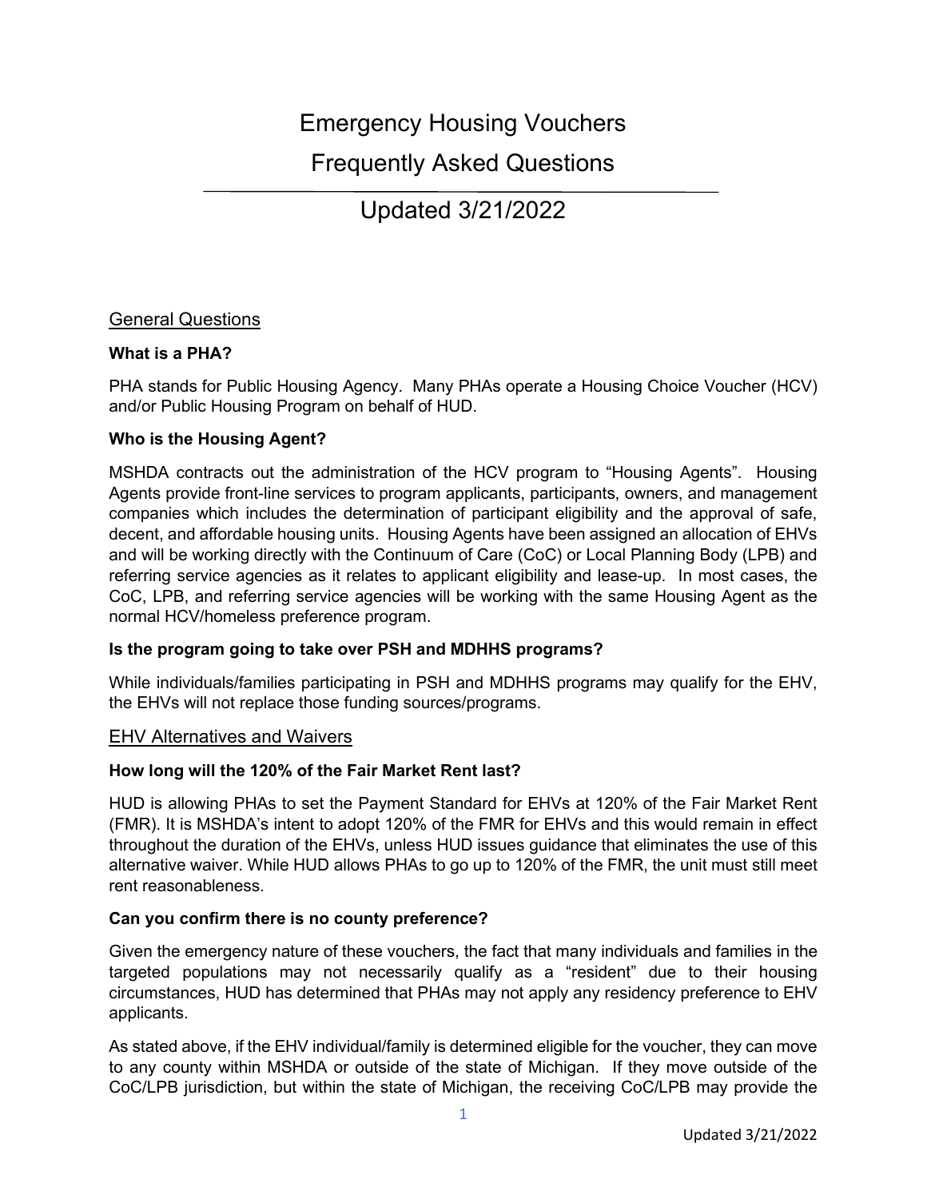# Emergency Housing Vouchers

# Frequently Asked Questions

## Updated 3/21/2022

## General Questions

**What is a PHA?**

PHA stands for Public Housing Agency. Many PHAs operate a Housing Choice Voucher (HCV) and/or Public Housing Program on behalf of HUD.

**Who is the Housing Agent?**

MSHDA contracts out the administration of the HCV program to "Housing Agents". Housing Agents provide front-line services to program applicants, participants, owners, and management companies which includes the determination of participant eligibility and the approval of safe, decent, and affordable housing units. Housing Agents have been assigned an allocation of EHVs and will be working directly with the Continuum of Care (CoC) or Local Planning Body (LPB) and referring service agencies as it relates to applicant eligibility and lease-up. In most cases, the CoC, LPB, and referring service agencies will be working with the same Housing Agent as the normal HCV/homeless preference program.

**Is the program going to take over PSH and MDHHS programs?**

While individuals/families participating in PSH and MDHHS programs may qualify for the EHV, the EHVs will not replace those funding sources/programs.

## EHV Alternatives and Waivers

**How long will the 120% of the Fair Market Rent last?**

HUD is allowing PHAs to set the Payment Standard for EHVs at 120% of the Fair Market Rent (FMR). It is MSHDA's intent to adopt 120% of the FMR for EHVs and this would remain in effect throughout the duration of the EHVs, unless HUD issues guidance that eliminates the use of this alternative waiver. While HUD allows PHAs to go up to 120% of the FMR, the unit must still meet rent reasonableness.

**Can you confirm there is no county preference?**

Given the emergency nature of these vouchers, the fact that many individuals and families in the targeted populations may not necessarily qualify as a "resident" due to their housing circumstances, HUD has determined that PHAs may not apply any residency preference to EHV applicants.

As stated above, if the EHV individual/family is determined eligible for the voucher, they can move to any county within MSHDA or outside of the state of Michigan. If they move outside of the CoC/LPB jurisdiction, but within the state of Michigan, the receiving CoC/LPB may provide the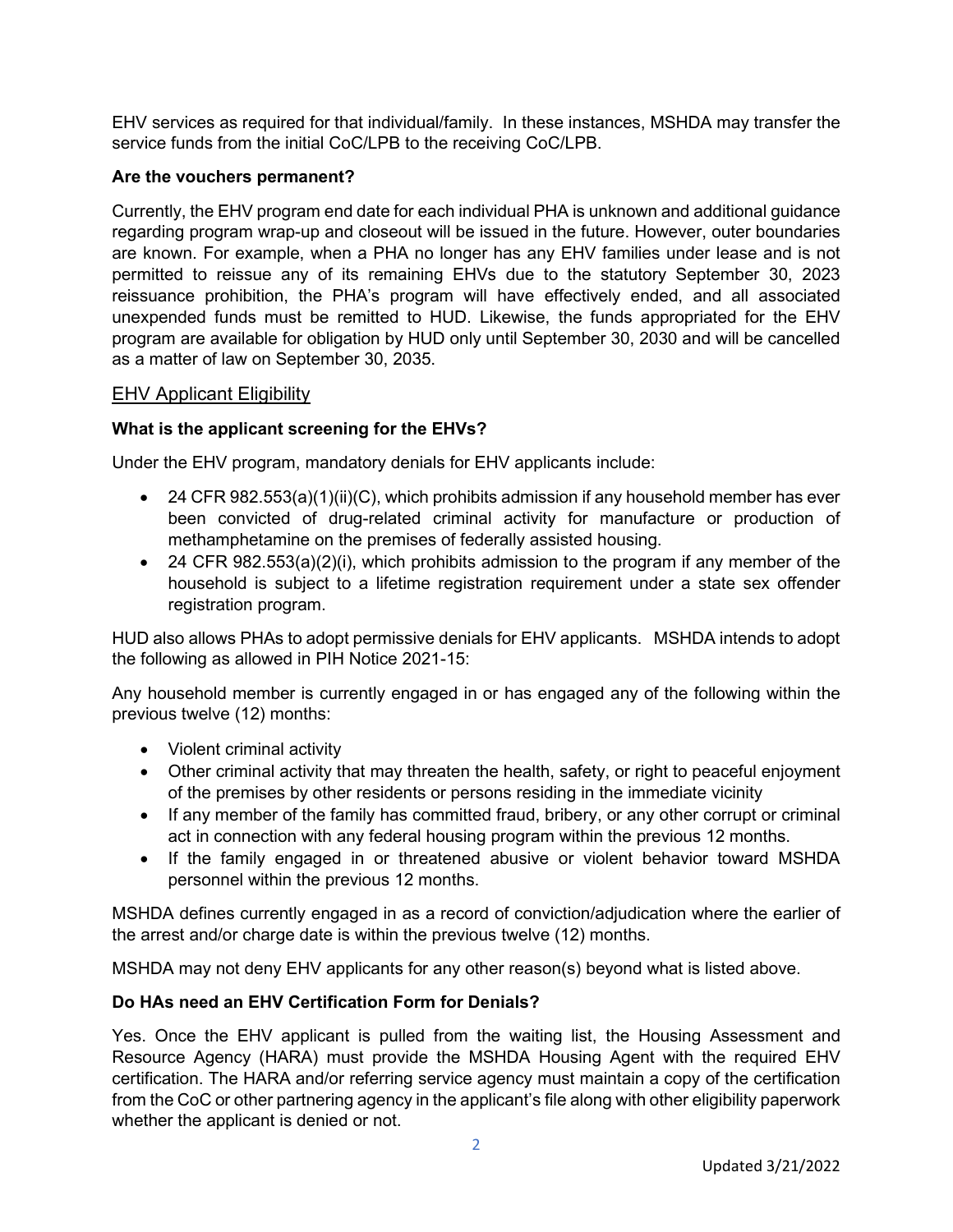EHV services as required for that individual/family. In these instances, MSHDA may transfer the service funds from the initial CoC/LPB to the receiving CoC/LPB.

### Are the vouchers permanent?

Currently, the EHV program end date for each individual PHA is unknown and additional guidance regarding program wrap-up and closeout will be issued in the future. However, outer boundaries are known. For example, when a PHA no longer has any EHV families under lease and is not permitted to reissue any of its remaining EHVs due to the statutory September 30, 2023 reissuance prohibition, the PHA's program will have effectively ended, and all associated unexpended funds must be remitted to HUD. Likewise, the funds appropriated for the EHV program are available for obligation by HUD only until September 30, 2030 and will be cancelled as a matter of law on September 30, 2035.

## EHV Applicant Eligibility

### What is the applicant screening for the EHVs?

Under the EHV program, mandatory denials for EHV applicants include:

- 24 CFR 982.553(a)(1)(ii)(C), which prohibits admission if any household member has ever been convicted of drug-related criminal activity for manufacture or production of methamphetamine on the premises of federally assisted housing.
- 24 CFR 982.553(a)(2)(i), which prohibits admission to the program if any member of the household is subject to a lifetime registration requirement under a state sex offender registration program.

HUD also allows PHAs to adopt permissive denials for EHV applicants. MSHDA intends to adopt the following as allowed in PIH Notice 2021-15:

Any household member is currently engaged in or has engaged any of the following within the previous twelve (12) months:

- Violent criminal activity
- Other criminal activity that may threaten the health, safety, or right to peaceful enjoyment of the premises by other residents or persons residing in the immediate vicinity
- If any member of the family has committed fraud, bribery, or any other corrupt or criminal act in connection with any federal housing program within the previous 12 months.
- If the family engaged in or threatened abusive or violent behavior toward MSHDA personnel within the previous 12 months.

MSHDA defines currently engaged in as a record of conviction/adjudication where the earlier of the arrest and/or charge date is within the previous twelve (12) months.

MSHDA may not deny EHV applicants for any other reason(s) beyond what is listed above.

### Do HAs need an EHV Certification Form for Denials?

Yes. Once the EHV applicant is pulled from the waiting list, the Housing Assessment and Resource Agency (HARA) must provide the MSHDA Housing Agent with the required EHV certification. The HARA and/or referring service agency must maintain a copy of the certification from the CoC or other partnering agency in the applicant's file along with other eligibility paperwork whether the applicant is denied or not.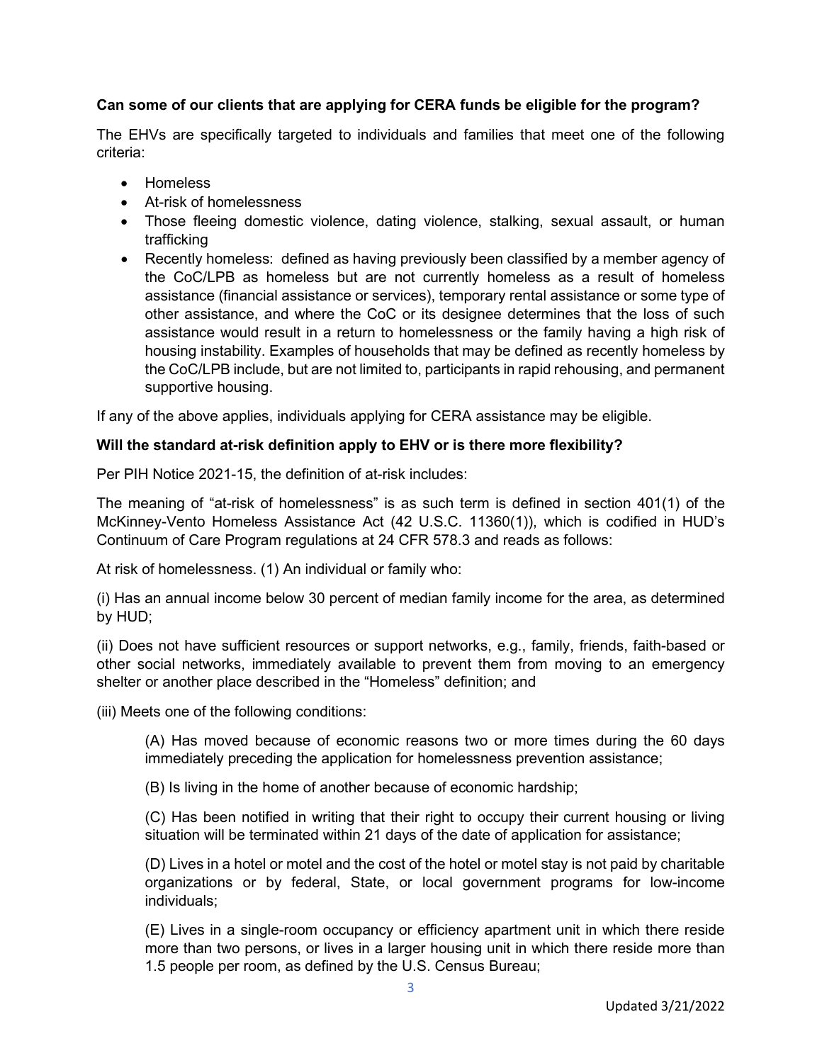**Can some of our clients that are applying for CERA funds be eligible for the program?**

The EHVs are specifically targeted to individuals and families that meet one of the following criteria:

- Homeless
- At-risk of homelessness
- Those fleeing domestic violence, dating violence, stalking, sexual assault, or human trafficking
- Recently homeless: defined as having previously been classified by a member agency of the CoC/LPB as homeless but are not currently homeless as a result of homeless assistance (financial assistance or services), temporary rental assistance or some type of other assistance, and where the CoC or its designee determines that the loss of such assistance would result in a return to homelessness or the family having a high risk of housing instability. Examples of households that may be defined as recently homeless by the CoC/LPB include, but are not limited to, participants in rapid rehousing, and permanent supportive housing.

If any of the above applies, individuals applying for CERA assistance may be eligible.

**Will the standard at-risk definition apply to EHV or is there more flexibility?**

Per PIH Notice 2021-15, the definition of at-risk includes:

The meaning of "at-risk of homelessness" is as such term is defined in section 401(1) of the McKinney-Vento Homeless Assistance Act (42 U.S.C. 11360(1)), which is codified in HUD's Continuum of Care Program regulations at 24 CFR 578.3 and reads as follows:

At risk of homelessness. (1) An individual or family who:

(i) Has an annual income below 30 percent of median family income for the area, as determined by HUD;

(ii) Does not have sufficient resources or support networks, e.g., family, friends, faith-based or other social networks, immediately available to prevent them from moving to an emergency shelter or another place described in the "Homeless" definition; and

(iii) Meets one of the following conditions:

> (A) Has moved because of economic reasons two or more times during the 60 days immediately preceding the application for homelessness prevention assistance;
>
> (B) Is living in the home of another because of economic hardship;
>
> (C) Has been notified in writing that their right to occupy their current housing or living situation will be terminated within 21 days of the date of application for assistance;
>
> (D) Lives in a hotel or motel and the cost of the hotel or motel stay is not paid by charitable organizations or by federal, State, or local government programs for low-income individuals;
>
> (E) Lives in a single-room occupancy or efficiency apartment unit in which there reside more than two persons, or lives in a larger housing unit in which there reside more than 1.5 people per room, as defined by the U.S. Census Bureau;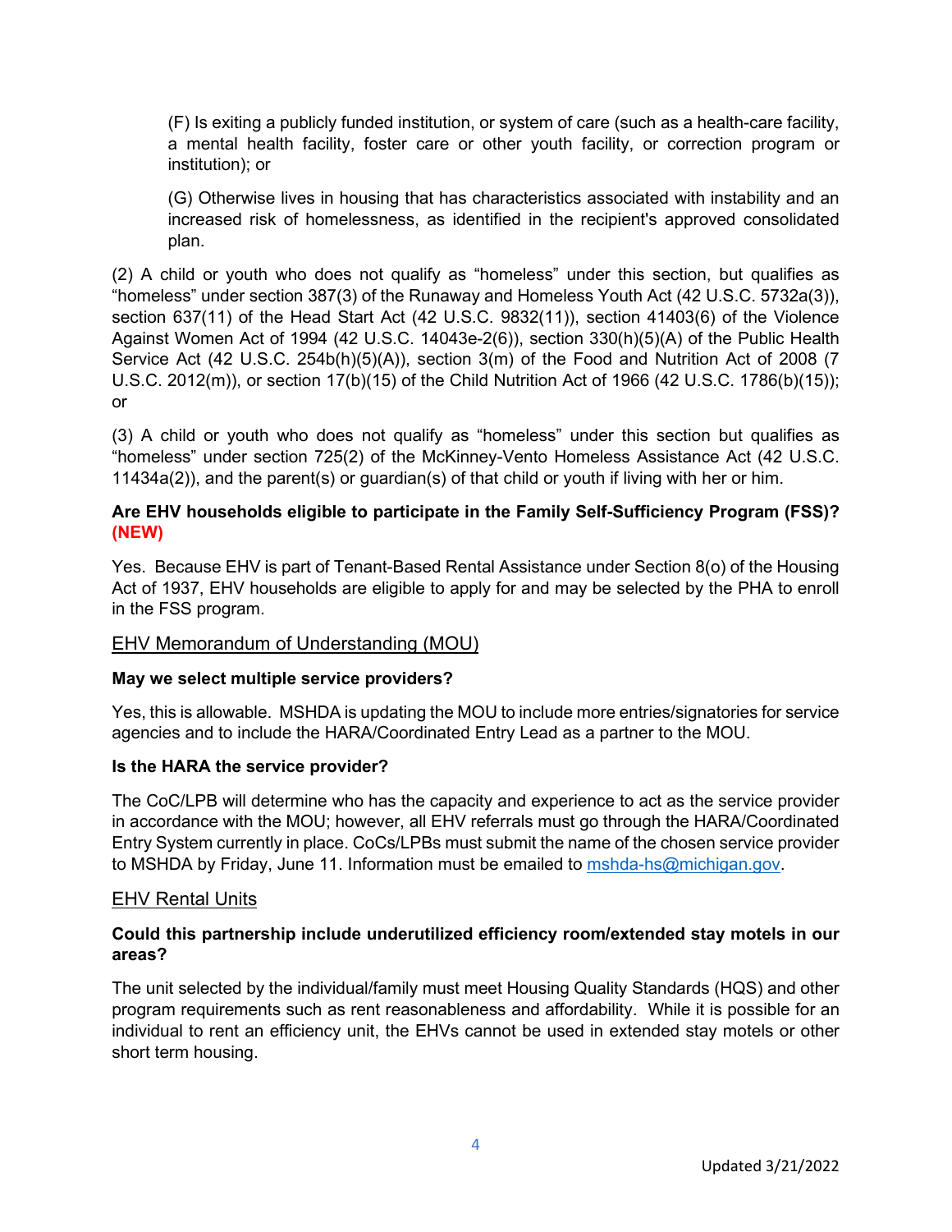(F) Is exiting a publicly funded institution, or system of care (such as a health-care facility, a mental health facility, foster care or other youth facility, or correction program or institution); or

(G) Otherwise lives in housing that has characteristics associated with instability and an increased risk of homelessness, as identified in the recipient's approved consolidated plan.

(2) A child or youth who does not qualify as "homeless" under this section, but qualifies as "homeless" under section 387(3) of the Runaway and Homeless Youth Act (42 U.S.C. 5732a(3)), section 637(11) of the Head Start Act (42 U.S.C. 9832(11)), section 41403(6) of the Violence Against Women Act of 1994 (42 U.S.C. 14043e-2(6)), section 330(h)(5)(A) of the Public Health Service Act (42 U.S.C. 254b(h)(5)(A)), section 3(m) of the Food and Nutrition Act of 2008 (7 U.S.C. 2012(m)), or section 17(b)(15) of the Child Nutrition Act of 1966 (42 U.S.C. 1786(b)(15)); or

(3) A child or youth who does not qualify as "homeless" under this section but qualifies as "homeless" under section 725(2) of the McKinney-Vento Homeless Assistance Act (42 U.S.C. 11434a(2)), and the parent(s) or guardian(s) of that child or youth if living with her or him.

**Are EHV households eligible to participate in the Family Self-Sufficiency Program (FSS)? (NEW)**

Yes. Because EHV is part of Tenant-Based Rental Assistance under Section 8(o) of the Housing Act of 1937, EHV households are eligible to apply for and may be selected by the PHA to enroll in the FSS program.

## EHV Memorandum of Understanding (MOU)

**May we select multiple service providers?**

Yes, this is allowable. MSHDA is updating the MOU to include more entries/signatories for service agencies and to include the HARA/Coordinated Entry Lead as a partner to the MOU.

**Is the HARA the service provider?**

The CoC/LPB will determine who has the capacity and experience to act as the service provider in accordance with the MOU; however, all EHV referrals must go through the HARA/Coordinated Entry System currently in place. CoCs/LPBs must submit the name of the chosen service provider to MSHDA by Friday, June 11. Information must be emailed to mshda-hs@michigan.gov.

## EHV Rental Units

**Could this partnership include underutilized efficiency room/extended stay motels in our areas?**

The unit selected by the individual/family must meet Housing Quality Standards (HQS) and other program requirements such as rent reasonableness and affordability. While it is possible for an individual to rent an efficiency unit, the EHVs cannot be used in extended stay motels or other short term housing.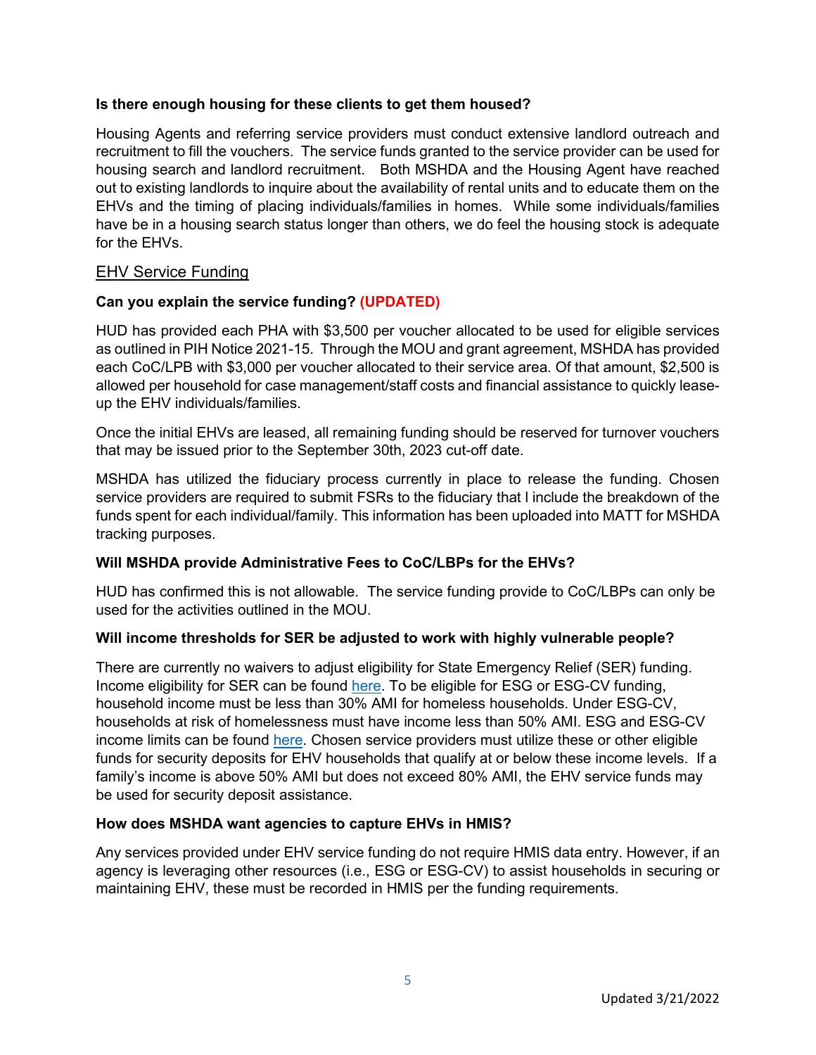**Is there enough housing for these clients to get them housed?**

Housing Agents and referring service providers must conduct extensive landlord outreach and recruitment to fill the vouchers. The service funds granted to the service provider can be used for housing search and landlord recruitment. Both MSHDA and the Housing Agent have reached out to existing landlords to inquire about the availability of rental units and to educate them on the EHVs and the timing of placing individuals/families in homes. While some individuals/families have be in a housing search status longer than others, we do feel the housing stock is adequate for the EHVs.

## EHV Service Funding

**Can you explain the service funding? (UPDATED)**

HUD has provided each PHA with $3,500 per voucher allocated to be used for eligible services as outlined in PIH Notice 2021-15. Through the MOU and grant agreement, MSHDA has provided each CoC/LPB with $3,000 per voucher allocated to their service area. Of that amount, $2,500 is allowed per household for case management/staff costs and financial assistance to quickly lease-up the EHV individuals/families.

Once the initial EHVs are leased, all remaining funding should be reserved for turnover vouchers that may be issued prior to the September 30th, 2023 cut-off date.

MSHDA has utilized the fiduciary process currently in place to release the funding. Chosen service providers are required to submit FSRs to the fiduciary that I include the breakdown of the funds spent for each individual/family. This information has been uploaded into MATT for MSHDA tracking purposes.

**Will MSHDA provide Administrative Fees to CoC/LBPs for the EHVs?**

HUD has confirmed this is not allowable. The service funding provide to CoC/LBPs can only be used for the activities outlined in the MOU.

**Will income thresholds for SER be adjusted to work with highly vulnerable people?**

There are currently no waivers to adjust eligibility for State Emergency Relief (SER) funding. Income eligibility for SER can be found here. To be eligible for ESG or ESG-CV funding, household income must be less than 30% AMI for homeless households. Under ESG-CV, households at risk of homelessness must have income less than 50% AMI. ESG and ESG-CV income limits can be found here. Chosen service providers must utilize these or other eligible funds for security deposits for EHV households that qualify at or below these income levels. If a family's income is above 50% AMI but does not exceed 80% AMI, the EHV service funds may be used for security deposit assistance.

**How does MSHDA want agencies to capture EHVs in HMIS?**

Any services provided under EHV service funding do not require HMIS data entry. However, if an agency is leveraging other resources (i.e., ESG or ESG-CV) to assist households in securing or maintaining EHV, these must be recorded in HMIS per the funding requirements.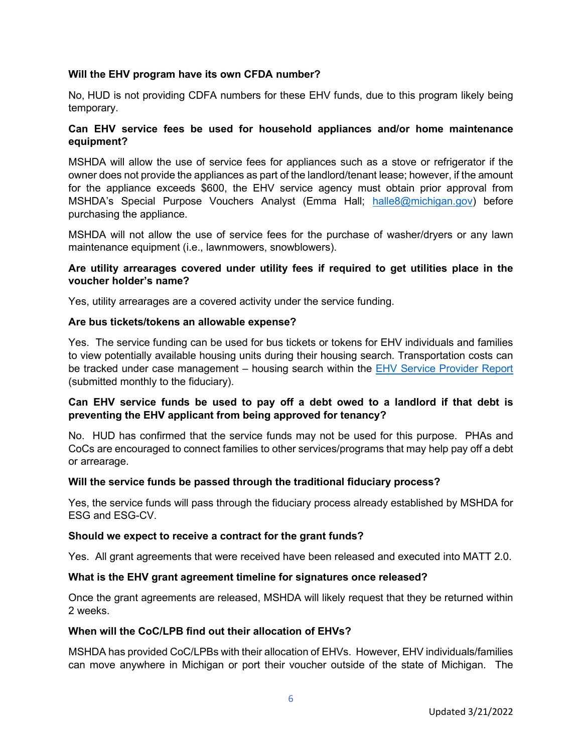**Will the EHV program have its own CFDA number?**

No, HUD is not providing CDFA numbers for these EHV funds, due to this program likely being temporary.

**Can EHV service fees be used for household appliances and/or home maintenance equipment?**

MSHDA will allow the use of service fees for appliances such as a stove or refrigerator if the owner does not provide the appliances as part of the landlord/tenant lease; however, if the amount for the appliance exceeds $600, the EHV service agency must obtain prior approval from MSHDA's Special Purpose Vouchers Analyst (Emma Hall; [halle8@michigan.gov](mailto:halle8@michigan.gov)) before purchasing the appliance.

MSHDA will not allow the use of service fees for the purchase of washer/dryers or any lawn maintenance equipment (i.e., lawnmowers, snowblowers).

**Are utility arrearages covered under utility fees if required to get utilities place in the voucher holder's name?**

Yes, utility arrearages are a covered activity under the service funding.

**Are bus tickets/tokens an allowable expense?**

Yes. The service funding can be used for bus tickets or tokens for EHV individuals and families to view potentially available housing units during their housing search. Transportation costs can be tracked under case management – housing search within the EHV Service Provider Report (submitted monthly to the fiduciary).

**Can EHV service funds be used to pay off a debt owed to a landlord if that debt is preventing the EHV applicant from being approved for tenancy?**

No. HUD has confirmed that the service funds may not be used for this purpose. PHAs and CoCs are encouraged to connect families to other services/programs that may help pay off a debt or arrearage.

**Will the service funds be passed through the traditional fiduciary process?**

Yes, the service funds will pass through the fiduciary process already established by MSHDA for ESG and ESG-CV.

**Should we expect to receive a contract for the grant funds?**

Yes. All grant agreements that were received have been released and executed into MATT 2.0.

**What is the EHV grant agreement timeline for signatures once released?**

Once the grant agreements are released, MSHDA will likely request that they be returned within 2 weeks.

**When will the CoC/LPB find out their allocation of EHVs?**

MSHDA has provided CoC/LPBs with their allocation of EHVs. However, EHV individuals/families can move anywhere in Michigan or port their voucher outside of the state of Michigan. The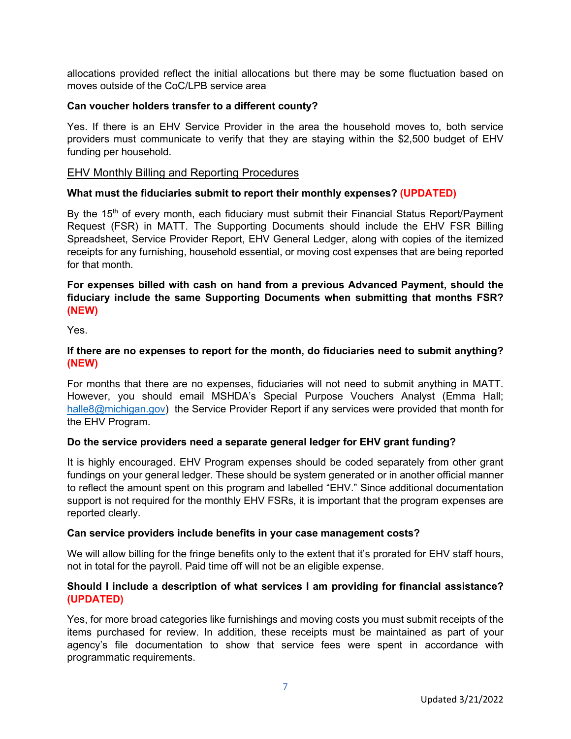allocations provided reflect the initial allocations but there may be some fluctuation based on moves outside of the CoC/LPB service area

**Can voucher holders transfer to a different county?**

Yes. If there is an EHV Service Provider in the area the household moves to, both service providers must communicate to verify that they are staying within the $2,500 budget of EHV funding per household.

## EHV Monthly Billing and Reporting Procedures

**What must the fiduciaries submit to report their monthly expenses? (UPDATED)**

By the 15th of every month, each fiduciary must submit their Financial Status Report/Payment Request (FSR) in MATT. The Supporting Documents should include the EHV FSR Billing Spreadsheet, Service Provider Report, EHV General Ledger, along with copies of the itemized receipts for any furnishing, household essential, or moving cost expenses that are being reported for that month.

**For expenses billed with cash on hand from a previous Advanced Payment, should the fiduciary include the same Supporting Documents when submitting that months FSR? (NEW)**

Yes.

**If there are no expenses to report for the month, do fiduciaries need to submit anything? (NEW)**

For months that there are no expenses, fiduciaries will not need to submit anything in MATT. However, you should email MSHDA's Special Purpose Vouchers Analyst (Emma Hall; halle8@michigan.gov) the Service Provider Report if any services were provided that month for the EHV Program.

**Do the service providers need a separate general ledger for EHV grant funding?**

It is highly encouraged. EHV Program expenses should be coded separately from other grant fundings on your general ledger. These should be system generated or in another official manner to reflect the amount spent on this program and labelled "EHV." Since additional documentation support is not required for the monthly EHV FSRs, it is important that the program expenses are reported clearly.

**Can service providers include benefits in your case management costs?**

We will allow billing for the fringe benefits only to the extent that it's prorated for EHV staff hours, not in total for the payroll. Paid time off will not be an eligible expense.

**Should I include a description of what services I am providing for financial assistance? (UPDATED)**

Yes, for more broad categories like furnishings and moving costs you must submit receipts of the items purchased for review. In addition, these receipts must be maintained as part of your agency's file documentation to show that service fees were spent in accordance with programmatic requirements.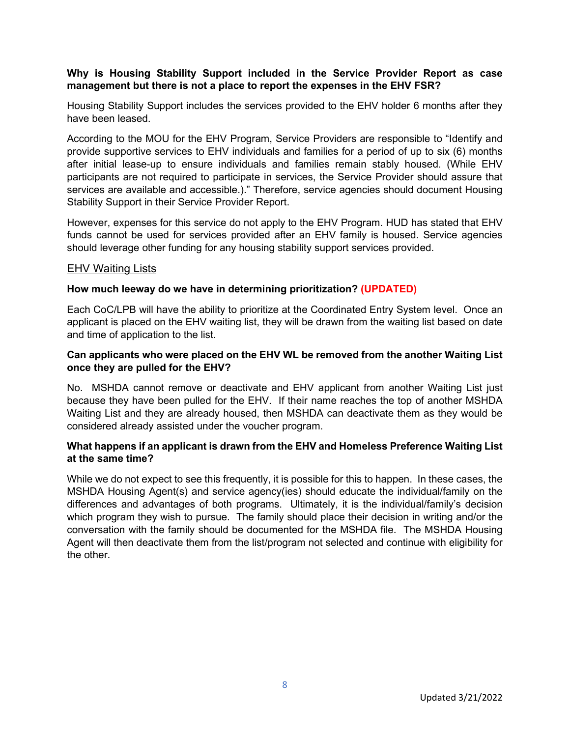**Why is Housing Stability Support included in the Service Provider Report as case management but there is not a place to report the expenses in the EHV FSR?**

Housing Stability Support includes the services provided to the EHV holder 6 months after they have been leased.

According to the MOU for the EHV Program, Service Providers are responsible to "Identify and provide supportive services to EHV individuals and families for a period of up to six (6) months after initial lease-up to ensure individuals and families remain stably housed. (While EHV participants are not required to participate in services, the Service Provider should assure that services are available and accessible.)." Therefore, service agencies should document Housing Stability Support in their Service Provider Report.

However, expenses for this service do not apply to the EHV Program. HUD has stated that EHV funds cannot be used for services provided after an EHV family is housed. Service agencies should leverage other funding for any housing stability support services provided.

## EHV Waiting Lists

**How much leeway do we have in determining prioritization? (UPDATED)**

Each CoC/LPB will have the ability to prioritize at the Coordinated Entry System level. Once an applicant is placed on the EHV waiting list, they will be drawn from the waiting list based on date and time of application to the list.

**Can applicants who were placed on the EHV WL be removed from the another Waiting List once they are pulled for the EHV?**

No. MSHDA cannot remove or deactivate and EHV applicant from another Waiting List just because they have been pulled for the EHV. If their name reaches the top of another MSHDA Waiting List and they are already housed, then MSHDA can deactivate them as they would be considered already assisted under the voucher program.

**What happens if an applicant is drawn from the EHV and Homeless Preference Waiting List at the same time?**

While we do not expect to see this frequently, it is possible for this to happen. In these cases, the MSHDA Housing Agent(s) and service agency(ies) should educate the individual/family on the differences and advantages of both programs. Ultimately, it is the individual/family's decision which program they wish to pursue. The family should place their decision in writing and/or the conversation with the family should be documented for the MSHDA file. The MSHDA Housing Agent will then deactivate them from the list/program not selected and continue with eligibility for the other.